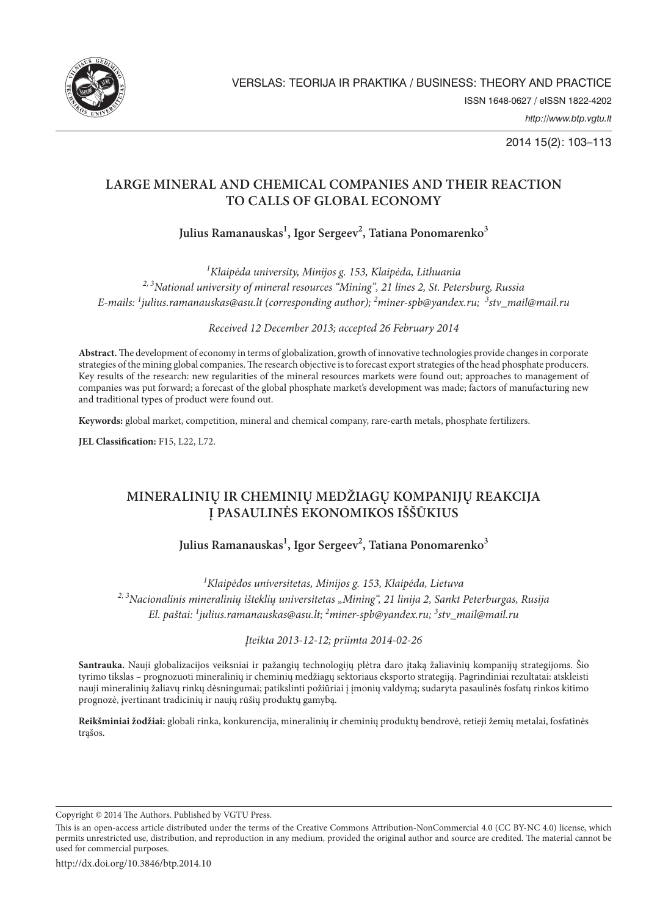# LARGE MINERAL AND CHEMICAL COMPANIES AND THEIR REACTION TO CALLS OF GLOBAL ECONOMY

**Julius Ramanauskas[1], Igor Sergeev[2], Tatiana Ponomarenko[3]**

*[1]Klaipėda university, Minijos g. 153, Klaipėda, Lithuania*
*[2, 3]National university of mineral resources "Mining", 21 lines 2, St. Petersburg, Russia*
*E-mails: [1]julius.ramanauskas@asu.lt (corresponding author); [2]miner-spb@yandex.ru; [3]stv_mail@mail.ru*

*Received 12 December 2013; accepted 26 February 2014*

**Abstract.** The development of economy in terms of globalization, growth of innovative technologies provide changes in corporate strategies of the mining global companies. The research objective is to forecast export strategies of the head phosphate producers. Key results of the research: new regularities of the mineral resources markets were found out; approaches to management of companies was put forward; a forecast of the global phosphate market's development was made; factors of manufacturing new and traditional types of product were found out.

**Keywords:** global market, competition, mineral and chemical company, rare-earth metals, phosphate fertilizers.

**JEL Classification:** F15, L22, L72.

# MINERALINIŲ IR CHEMINIŲ MEDŽIAGŲ KOMPANIJŲ REAKCIJA Į PASAULINĖS EKONOMIKOS IŠŠŪKIUS

**Julius Ramanauskas[1], Igor Sergeev[2], Tatiana Ponomarenko[3]**

*[1]Klaipėdos universitetas, Minijos g. 153, Klaipėda, Lietuva*
*[2, 3]Nacionalinis mineralinių išteklių universitetas „Mining", 21 linija 2, Sankt Peterburgas, Rusija*
*El. paštai: [1]julius.ramanauskas@asu.lt; [2]miner-spb@yandex.ru; [3]stv_mail@mail.ru*

*Įteikta 2013-12-12; priimta 2014-02-26*

**Santrauka.** Nauji globalizacijos veiksniai ir pažangių technologijų plėtra daro įtaką žaliavinių kompanijų strategijoms. Šio tyrimo tikslas – prognozuoti mineralinių ir cheminių medžiagų sektoriaus eksporto strategiją. Pagrindiniai rezultatai: atskleisti nauji mineralinių žaliavų rinkų dėsningumai; patikslinti požiūriai į įmonių valdymą; sudaryta pasaulinės fosfatų rinkos kitimo prognozė, įvertinant tradicinių ir naujų rūšių produktų gamybą.

**Reikšminiai žodžiai:** globali rinka, konkurencija, mineralinių ir cheminių produktų bendrovė, retieji žemių metalai, fosfatinės trąšos.

Copyright © 2014 The Authors. Published by VGTU Press.

This is an open-access article distributed under the terms of the Creative Commons Attribution-NonCommercial 4.0 (CC BY-NC 4.0) license, which permits unrestricted use, distribution, and reproduction in any medium, provided the original author and source are credited. The material cannot be used for commercial purposes.

http://dx.doi.org/10.3846/btp.2014.10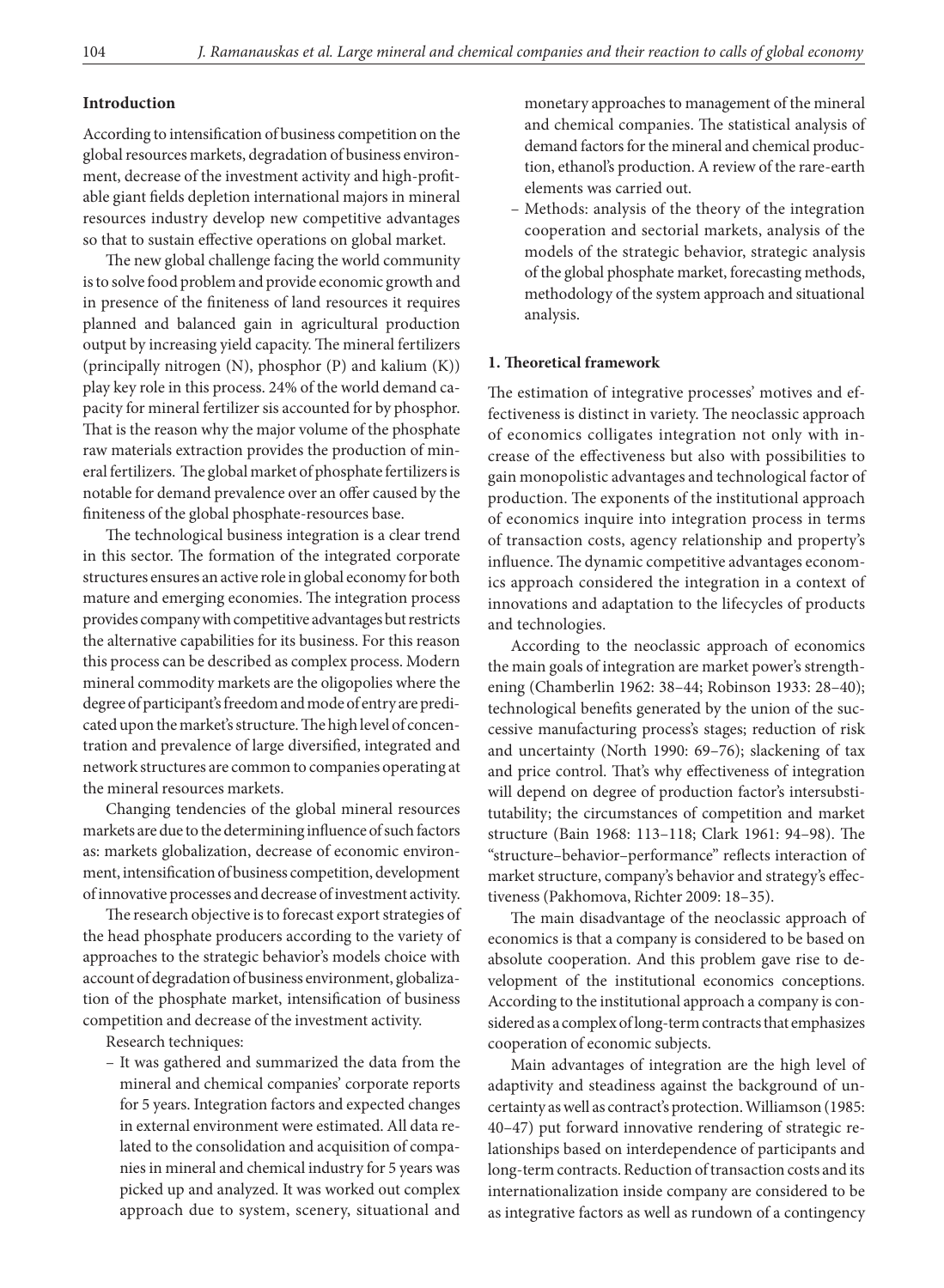## Introduction

According to intensification of business competition on the global resources markets, degradation of business environment, decrease of the investment activity and high-profitable giant fields depletion international majors in mineral resources industry develop new competitive advantages so that to sustain effective operations on global market.

The new global challenge facing the world community is to solve food problem and provide economic growth and in presence of the finiteness of land resources it requires planned and balanced gain in agricultural production output by increasing yield capacity. The mineral fertilizers (principally nitrogen (N), phosphor (P) and kalium (K)) play key role in this process. 24% of the world demand capacity for mineral fertilizer sis accounted for by phosphor. That is the reason why the major volume of the phosphate raw materials extraction provides the production of mineral fertilizers. The global market of phosphate fertilizers is notable for demand prevalence over an offer caused by the finiteness of the global phosphate-resources base.

The technological business integration is a clear trend in this sector. The formation of the integrated corporate structures ensures an active role in global economy for both mature and emerging economies. The integration process provides company with competitive advantages but restricts the alternative capabilities for its business. For this reason this process can be described as complex process. Modern mineral commodity markets are the oligopolies where the degree of participant's freedom and mode of entry are predicated upon the market's structure. The high level of concentration and prevalence of large diversified, integrated and network structures are common to companies operating at the mineral resources markets.

Changing tendencies of the global mineral resources markets are due to the determining influence of such factors as: markets globalization, decrease of economic environment, intensification of business competition, development of innovative processes and decrease of investment activity.

The research objective is to forecast export strategies of the head phosphate producers according to the variety of approaches to the strategic behavior's models choice with account of degradation of business environment, globalization of the phosphate market, intensification of business competition and decrease of the investment activity.

Research techniques:

- It was gathered and summarized the data from the mineral and chemical companies' corporate reports for 5 years. Integration factors and expected changes in external environment were estimated. All data related to the consolidation and acquisition of companies in mineral and chemical industry for 5 years was picked up and analyzed. It was worked out complex approach due to system, scenery, situational and monetary approaches to management of the mineral and chemical companies. The statistical analysis of demand factors for the mineral and chemical production, ethanol's production. A review of the rare-earth elements was carried out.
- Methods: analysis of the theory of the integration cooperation and sectorial markets, analysis of the models of the strategic behavior, strategic analysis of the global phosphate market, forecasting methods, methodology of the system approach and situational analysis.

## 1. Theoretical framework

The estimation of integrative processes' motives and effectiveness is distinct in variety. The neoclassic approach of economics colligates integration not only with increase of the effectiveness but also with possibilities to gain monopolistic advantages and technological factor of production. The exponents of the institutional approach of economics inquire into integration process in terms of transaction costs, agency relationship and property's influence. The dynamic competitive advantages economics approach considered the integration in a context of innovations and adaptation to the lifecycles of products and technologies.

According to the neoclassic approach of economics the main goals of integration are market power's strengthening (Chamberlin 1962: 38–44; Robinson 1933: 28–40); technological benefits generated by the union of the successive manufacturing process's stages; reduction of risk and uncertainty (North 1990: 69–76); slackening of tax and price control. That's why effectiveness of integration will depend on degree of production factor's intersubstitutability; the circumstances of competition and market structure (Bain 1968: 113–118; Clark 1961: 94–98). The "structure–behavior–performance" reflects interaction of market structure, company's behavior and strategy's effectiveness (Pakhomova, Richter 2009: 18–35).

The main disadvantage of the neoclassic approach of economics is that a company is considered to be based on absolute cooperation. And this problem gave rise to development of the institutional economics conceptions. According to the institutional approach a company is considered as a complex of long-term contracts that emphasizes cooperation of economic subjects.

Main advantages of integration are the high level of adaptivity and steadiness against the background of uncertainty as well as contract's protection. Williamson (1985: 40–47) put forward innovative rendering of strategic relationships based on interdependence of participants and long-term contracts. Reduction of transaction costs and its internationalization inside company are considered to be as integrative factors as well as rundown of a contingency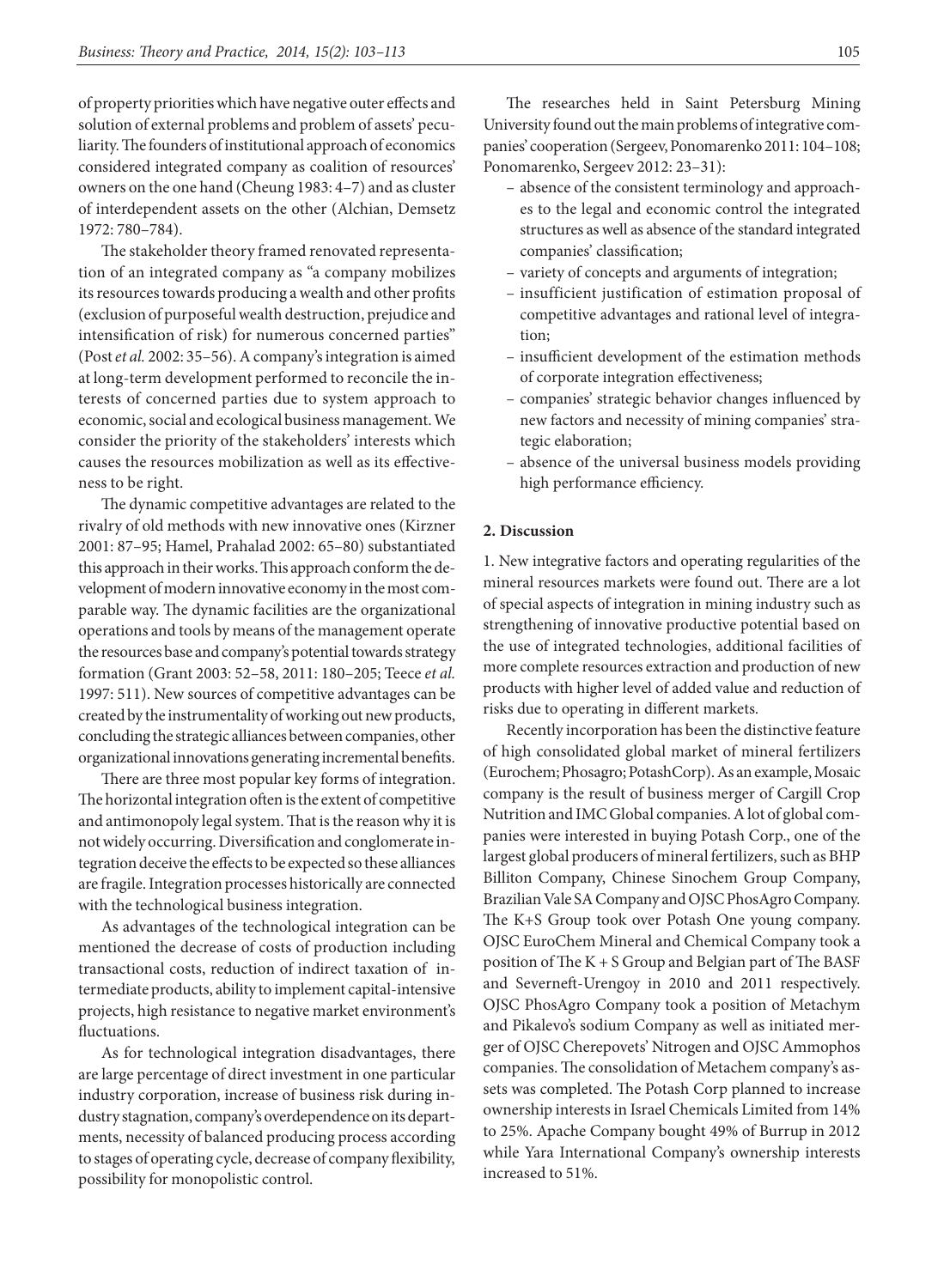of property priorities which have negative outer effects and solution of external problems and problem of assets' peculiarity. The founders of institutional approach of economics considered integrated company as coalition of resources' owners on the one hand (Cheung 1983: 4–7) and as cluster of interdependent assets on the other (Alchian, Demsetz 1972: 780–784).

The stakeholder theory framed renovated representation of an integrated company as "a company mobilizes its resources towards producing a wealth and other profits (exclusion of purposeful wealth destruction, prejudice and intensification of risk) for numerous concerned parties" (Post *et al.* 2002: 35–56). A company's integration is aimed at long-term development performed to reconcile the interests of concerned parties due to system approach to economic, social and ecological business management. We consider the priority of the stakeholders' interests which causes the resources mobilization as well as its effectiveness to be right.

The dynamic competitive advantages are related to the rivalry of old methods with new innovative ones (Kirzner 2001: 87–95; Hamel, Prahalad 2002: 65–80) substantiated this approach in their works. This approach conform the development of modern innovative economy in the most comparable way. The dynamic facilities are the organizational operations and tools by means of the management operate the resources base and company's potential towards strategy formation (Grant 2003: 52–58, 2011: 180–205; Teece *et al.* 1997: 511). New sources of competitive advantages can be created by the instrumentality of working out new products, concluding the strategic alliances between companies, other organizational innovations generating incremental benefits.

There are three most popular key forms of integration. The horizontal integration often is the extent of competitive and antimonopoly legal system. That is the reason why it is not widely occurring. Diversification and conglomerate integration deceive the effects to be expected so these alliances are fragile. Integration processes historically are connected with the technological business integration.

As advantages of the technological integration can be mentioned the decrease of costs of production including transactional costs, reduction of indirect taxation of intermediate products, ability to implement capital-intensive projects, high resistance to negative market environment's fluctuations.

As for technological integration disadvantages, there are large percentage of direct investment in one particular industry corporation, increase of business risk during industry stagnation, company's overdependence on its departments, necessity of balanced producing process according to stages of operating cycle, decrease of company flexibility, possibility for monopolistic control.

The researches held in Saint Petersburg Mining University found out the main problems of integrative companies' cooperation (Sergeev, Ponomarenko 2011: 104–108; Ponomarenko, Sergeev 2012: 23–31):

- absence of the consistent terminology and approaches to the legal and economic control the integrated structures as well as absence of the standard integrated companies' classification;
- variety of concepts and arguments of integration;
- insufficient justification of estimation proposal of competitive advantages and rational level of integration;
- insufficient development of the estimation methods of corporate integration effectiveness;
- companies' strategic behavior changes influenced by new factors and necessity of mining companies' strategic elaboration;
- absence of the universal business models providing high performance efficiency.

## 2. Discussion

1. New integrative factors and operating regularities of the mineral resources markets were found out. There are a lot of special aspects of integration in mining industry such as strengthening of innovative productive potential based on the use of integrated technologies, additional facilities of more complete resources extraction and production of new products with higher level of added value and reduction of risks due to operating in different markets.

Recently incorporation has been the distinctive feature of high consolidated global market of mineral fertilizers (Eurochem; Phosagro; PotashCorp). As an example, Mosaic company is the result of business merger of Cargill Crop Nutrition and IMC Global companies. A lot of global companies were interested in buying Potash Corp., one of the largest global producers of mineral fertilizers, such as BHP Billiton Company, Chinese Sinochem Group Company, Brazilian Vale SA Company and OJSC PhosAgro Company. The K+S Group took over Potash One young company. OJSC EuroChem Mineral and Chemical Company took a position of The K + S Group and Belgian part of The BASF and Severneft-Urengoy in 2010 and 2011 respectively. OJSC PhosAgro Company took a position of Metachym and Pikalevo's sodium Company as well as initiated merger of OJSC Cherepovets' Nitrogen and OJSC Ammophos companies. The consolidation of Metachem company's assets was completed. The Potash Corp planned to increase ownership interests in Israel Chemicals Limited from 14% to 25%. Apache Company bought 49% of Burrup in 2012 while Yara International Company's ownership interests increased to 51%.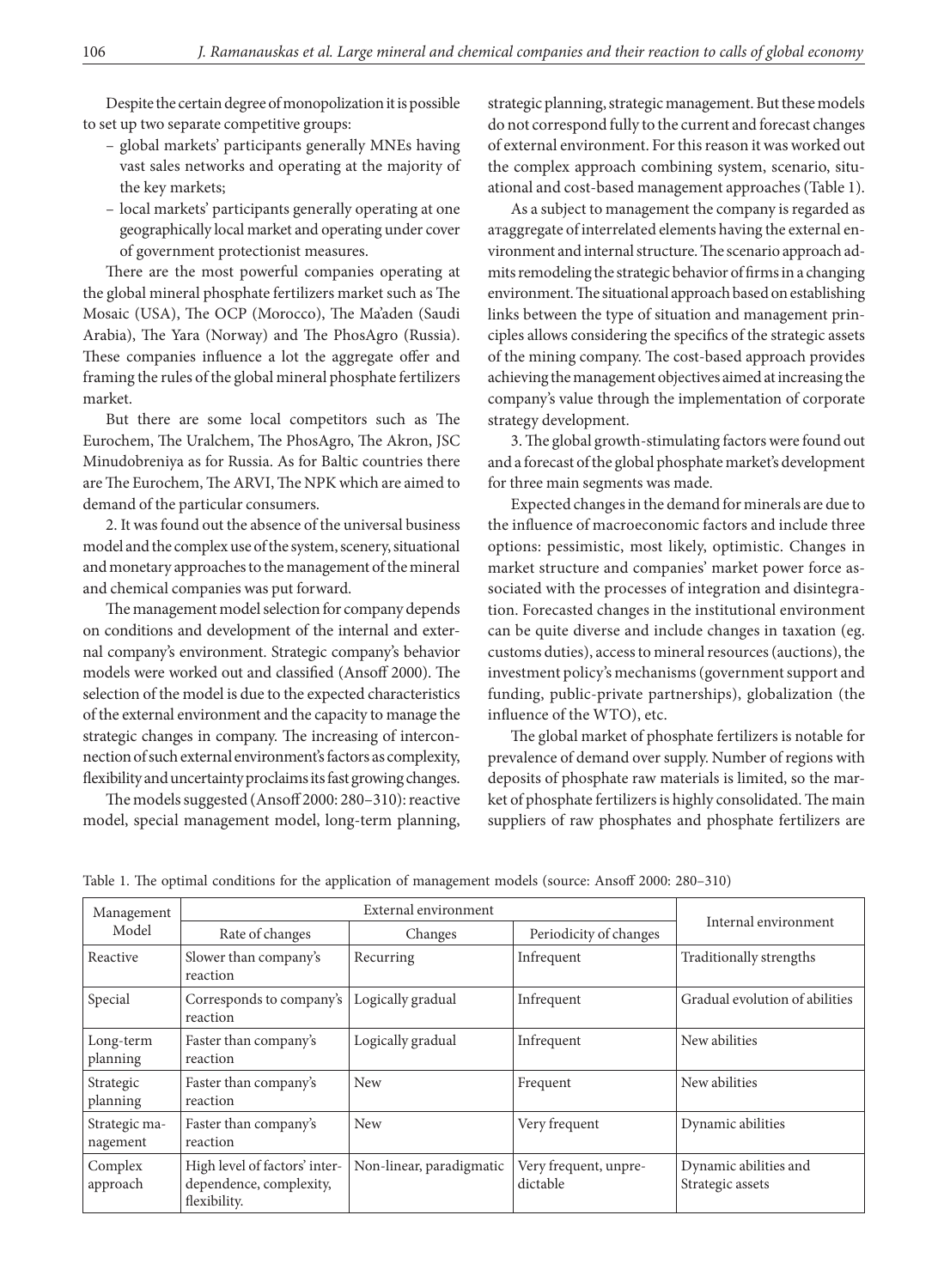Despite the certain degree of monopolization it is possible to set up two separate competitive groups:

- global markets' participants generally MNEs having vast sales networks and operating at the majority of the key markets;
- local markets' participants generally operating at one geographically local market and operating under cover of government protectionist measures.

There are the most powerful companies operating at the global mineral phosphate fertilizers market such as The Mosaic (USA), The OCP (Morocco), The Ma'aden (Saudi Arabia), The Yara (Norway) and The PhosAgro (Russia). These companies influence a lot the aggregate offer and framing the rules of the global mineral phosphate fertilizers market.

But there are some local competitors such as The Eurochem, The Uralchem, The PhosAgro, The Akron, JSC Minudobreniya as for Russia. As for Baltic countries there are The Eurochem, The ARVI, The NPK which are aimed to demand of the particular consumers.

2. It was found out the absence of the universal business model and the complex use of the system, scenery, situational and monetary approaches to the management of the mineral and chemical companies was put forward.

The management model selection for company depends on conditions and development of the internal and external company's environment. Strategic company's behavior models were worked out and classified (Ansoff 2000). The selection of the model is due to the expected characteristics of the external environment and the capacity to manage the strategic changes in company. The increasing of interconnection of such external environment's factors as complexity, flexibility and uncertainty proclaims its fast growing changes.

The models suggested (Ansoff 2000: 280–310): reactive model, special management model, long-term planning, strategic planning, strategic management. But these models do not correspond fully to the current and forecast changes of external environment. For this reason it was worked out the complex approach combining system, scenario, situational and cost-based management approaches (Table 1).

As a subject to management the company is regarded as aгaggregate of interrelated elements having the external environment and internal structure. The scenario approach admits remodeling the strategic behavior of firms in a changing environment. The situational approach based on establishing links between the type of situation and management principles allows considering the specifics of the strategic assets of the mining company. The cost-based approach provides achieving the management objectives aimed at increasing the company's value through the implementation of corporate strategy development.

3. The global growth-stimulating factors were found out and a forecast of the global phosphate market's development for three main segments was made.

Expected changes in the demand for minerals are due to the influence of macroeconomic factors and include three options: pessimistic, most likely, optimistic. Changes in market structure and companies' market power force associated with the processes of integration and disintegration. Forecasted changes in the institutional environment can be quite diverse and include changes in taxation (eg. customs duties), access to mineral resources (auctions), the investment policy's mechanisms (government support and funding, public-private partnerships), globalization (the influence of the WTO), etc.

The global market of phosphate fertilizers is notable for prevalence of demand over supply. Number of regions with deposits of phosphate raw materials is limited, so the market of phosphate fertilizers is highly consolidated. The main suppliers of raw phosphates and phosphate fertilizers are

Table 1. The optimal conditions for the application of management models (source: Ansoff 2000: 280–310)

| Management Model | External environment | | | Internal environment |
|---|---|---|---|---|
| | Rate of changes | Changes | Periodicity of changes | |
| Reactive | Slower than company's reaction | Recurring | Infrequent | Traditionally strengths |
| Special | Corresponds to company's reaction | Logically gradual | Infrequent | Gradual evolution of abilities |
| Long-term planning | Faster than company's reaction | Logically gradual | Infrequent | New abilities |
| Strategic planning | Faster than company's reaction | New | Frequent | New abilities |
| Strategic management | Faster than company's reaction | New | Very frequent | Dynamic abilities |
| Complex approach | High level of factors' interdependence, complexity, flexibility. | Non-linear, paradigmatic | Very frequent, unpredictable | Dynamic abilities and Strategic assets |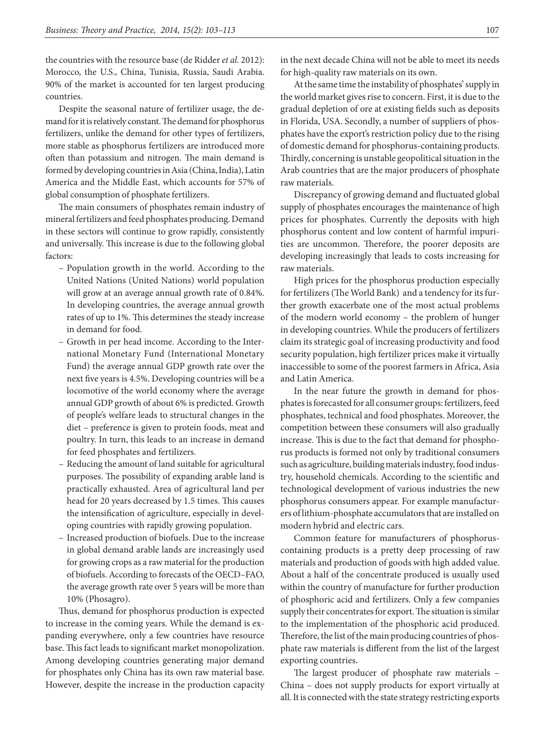the countries with the resource base (de Ridder *et al.* 2012): Morocco, the U.S., China, Tunisia, Russia, Saudi Arabia. 90% of the market is accounted for ten largest producing countries.

Despite the seasonal nature of fertilizer usage, the demand for it is relatively constant. The demand for phosphorus fertilizers, unlike the demand for other types of fertilizers, more stable as phosphorus fertilizers are introduced more often than potassium and nitrogen. The main demand is formed by developing countries in Asia (China, India), Latin America and the Middle East, which accounts for 57% of global consumption of phosphate fertilizers.

The main consumers of phosphates remain industry of mineral fertilizers and feed phosphates producing. Demand in these sectors will continue to grow rapidly, consistently and universally. This increase is due to the following global factors:

- Population growth in the world. According to the United Nations (United Nations) world population will grow at an average annual growth rate of 0.84%. In developing countries, the average annual growth rates of up to 1%. This determines the steady increase in demand for food.
- Growth in per head income. According to the International Monetary Fund (International Monetary Fund) the average annual GDP growth rate over the next five years is 4.5%. Developing countries will be a locomotive of the world economy where the average annual GDP growth of about 6% is predicted. Growth of people's welfare leads to structural changes in the diet – preference is given to protein foods, meat and poultry. In turn, this leads to an increase in demand for feed phosphates and fertilizers.
- Reducing the amount of land suitable for agricultural purposes. The possibility of expanding arable land is practically exhausted. Area of agricultural land per head for 20 years decreased by 1.5 times. This causes the intensification of agriculture, especially in developing countries with rapidly growing population.
- Increased production of biofuels. Due to the increase in global demand arable lands are increasingly used for growing crops as a raw material for the production of biofuels. According to forecasts of the OECD–FAO, the average growth rate over 5 years will be more than 10% (Phosagro).

Thus, demand for phosphorus production is expected to increase in the coming years. While the demand is expanding everywhere, only a few countries have resource base. This fact leads to significant market monopolization. Among developing countries generating major demand for phosphates only China has its own raw material base. However, despite the increase in the production capacity in the next decade China will not be able to meet its needs for high-quality raw materials on its own.

At the same time the instability of phosphates' supply in the world market gives rise to concern. First, it is due to the gradual depletion of ore at existing fields such as deposits in Florida, USA. Secondly, a number of suppliers of phosphates have the export's restriction policy due to the rising of domestic demand for phosphorus-containing products. Thirdly, concerning is unstable geopolitical situation in the Arab countries that are the major producers of phosphate raw materials.

Discrepancy of growing demand and fluctuated global supply of phosphates encourages the maintenance of high prices for phosphates. Currently the deposits with high phosphorus content and low content of harmful impurities are uncommon. Therefore, the poorer deposits are developing increasingly that leads to costs increasing for raw materials.

High prices for the phosphorus production especially for fertilizers (The World Bank) and a tendency for its further growth exacerbate one of the most actual problems of the modern world economy – the problem of hunger in developing countries. While the producers of fertilizers claim its strategic goal of increasing productivity and food security population, high fertilizer prices make it virtually inaccessible to some of the poorest farmers in Africa, Asia and Latin America.

In the near future the growth in demand for phosphates is forecasted for all consumer groups: fertilizers, feed phosphates, technical and food phosphates. Moreover, the competition between these consumers will also gradually increase. This is due to the fact that demand for phosphorus products is formed not only by traditional consumers such as agriculture, building materials industry, food industry, household chemicals. According to the scientific and technological development of various industries the new phosphorus consumers appear. For example manufacturers of lithium-phosphate accumulators that are installed on modern hybrid and electric cars.

Common feature for manufacturers of phosphorus-containing products is a pretty deep processing of raw materials and production of goods with high added value. About a half of the concentrate produced is usually used within the country of manufacture for further production of phosphoric acid and fertilizers. Only a few companies supply their concentrates for export. The situation is similar to the implementation of the phosphoric acid produced. Therefore, the list of the main producing countries of phosphate raw materials is different from the list of the largest exporting countries.

The largest producer of phosphate raw materials – China – does not supply products for export virtually at all. It is connected with the state strategy restricting exports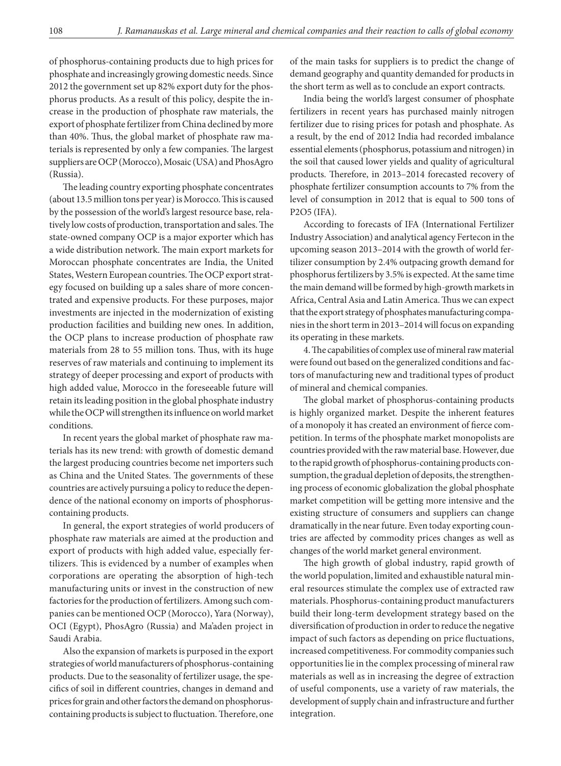of phosphorus-containing products due to high prices for phosphate and increasingly growing domestic needs. Since 2012 the government set up 82% export duty for the phosphorus products. As a result of this policy, despite the increase in the production of phosphate raw materials, the export of phosphate fertilizer from China declined by more than 40%. Thus, the global market of phosphate raw materials is represented by only a few companies. The largest suppliers are OCP (Morocco), Mosaic (USA) and PhosAgro (Russia).

The leading country exporting phosphate concentrates (about 13.5 million tons per year) is Morocco. This is caused by the possession of the world's largest resource base, relatively low costs of production, transportation and sales. The state-owned company OCP is a major exporter which has a wide distribution network. The main export markets for Moroccan phosphate concentrates are India, the United States, Western European countries. The OCP export strategy focused on building up a sales share of more concentrated and expensive products. For these purposes, major investments are injected in the modernization of existing production facilities and building new ones. In addition, the OCP plans to increase production of phosphate raw materials from 28 to 55 million tons. Thus, with its huge reserves of raw materials and continuing to implement its strategy of deeper processing and export of products with high added value, Morocco in the foreseeable future will retain its leading position in the global phosphate industry while the OCP will strengthen its influence on world market conditions.

In recent years the global market of phosphate raw materials has its new trend: with growth of domestic demand the largest producing countries become net importers such as China and the United States. The governments of these countries are actively pursuing a policy to reduce the dependence of the national economy on imports of phosphorus-containing products.

In general, the export strategies of world producers of phosphate raw materials are aimed at the production and export of products with high added value, especially fertilizers. This is evidenced by a number of examples when corporations are operating the absorption of high-tech manufacturing units or invest in the construction of new factories for the production of fertilizers. Among such companies can be mentioned OCP (Morocco), Yara (Norway), OCI (Egypt), PhosAgro (Russia) and Ma'aden project in Saudi Arabia.

Also the expansion of markets is purposed in the export strategies of world manufacturers of phosphorus-containing products. Due to the seasonality of fertilizer usage, the specifics of soil in different countries, changes in demand and prices for grain and other factors the demand on phosphorus-containing products is subject to fluctuation. Therefore, one of the main tasks for suppliers is to predict the change of demand geography and quantity demanded for products in the short term as well as to conclude an export contracts.

India being the world's largest consumer of phosphate fertilizers in recent years has purchased mainly nitrogen fertilizer due to rising prices for potash and phosphate. As a result, by the end of 2012 India had recorded imbalance essential elements (phosphorus, potassium and nitrogen) in the soil that caused lower yields and quality of agricultural products. Therefore, in 2013–2014 forecasted recovery of phosphate fertilizer consumption accounts to 7% from the level of consumption in 2012 that is equal to 500 tons of $P_2O_5$ (IFA).

According to forecasts of IFA (International Fertilizer Industry Association) and analytical agency Fertecon in the upcoming season 2013–2014 with the growth of world fertilizer consumption by 2.4% outpacing growth demand for phosphorus fertilizers by 3.5% is expected. At the same time the main demand will be formed by high-growth markets in Africa, Central Asia and Latin America. Thus we can expect that the export strategy of phosphates manufacturing companies in the short term in 2013–2014 will focus on expanding its operating in these markets.

4. The capabilities of complex use of mineral raw material were found out based on the generalized conditions and factors of manufacturing new and traditional types of product of mineral and chemical companies.

The global market of phosphorus-containing products is highly organized market. Despite the inherent features of a monopoly it has created an environment of fierce competition. In terms of the phosphate market monopolists are countries provided with the raw material base. However, due to the rapid growth of phosphorus-containing products consumption, the gradual depletion of deposits, the strengthening process of economic globalization the global phosphate market competition will be getting more intensive and the existing structure of consumers and suppliers can change dramatically in the near future. Even today exporting countries are affected by commodity prices changes as well as changes of the world market general environment.

The high growth of global industry, rapid growth of the world population, limited and exhaustible natural mineral resources stimulate the complex use of extracted raw materials. Phosphorus-containing product manufacturers build their long-term development strategy based on the diversification of production in order to reduce the negative impact of such factors as depending on price fluctuations, increased competitiveness. For commodity companies such opportunities lie in the complex processing of mineral raw materials as well as in increasing the degree of extraction of useful components, use a variety of raw materials, the development of supply chain and infrastructure and further integration.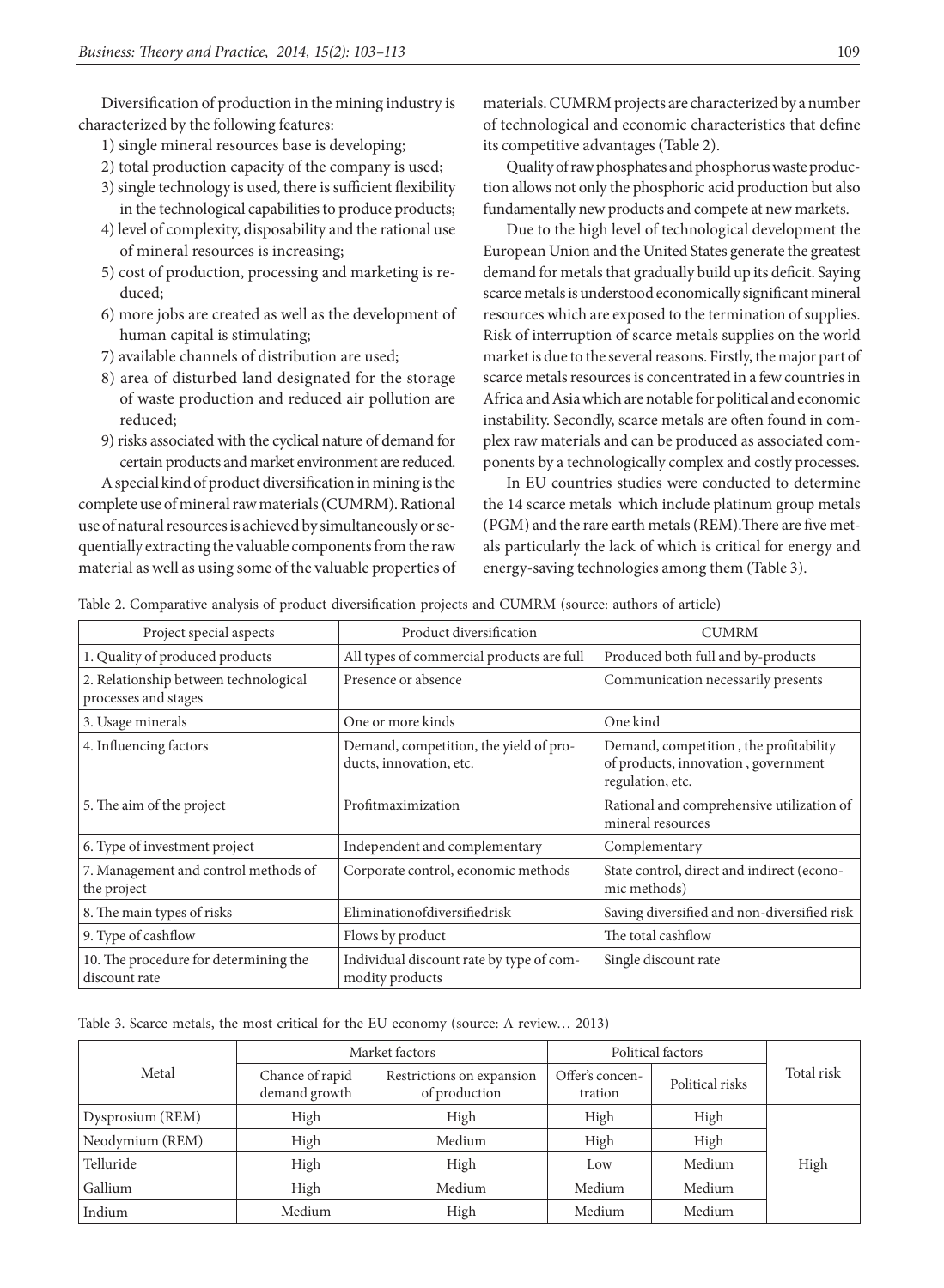Diversification of production in the mining industry is characterized by the following features:

1) single mineral resources base is developing;
2) total production capacity of the company is used;
3) single technology is used, there is sufficient flexibility in the technological capabilities to produce products;
4) level of complexity, disposability and the rational use of mineral resources is increasing;
5) cost of production, processing and marketing is reduced;
6) more jobs are created as well as the development of human capital is stimulating;
7) available channels of distribution are used;
8) area of disturbed land designated for the storage of waste production and reduced air pollution are reduced;
9) risks associated with the cyclical nature of demand for certain products and market environment are reduced.

A special kind of product diversification in mining is the complete use of mineral raw materials (CUMRM). Rational use of natural resources is achieved by simultaneously or sequentially extracting the valuable components from the raw material as well as using some of the valuable properties of materials. CUMRM projects are characterized by a number of technological and economic characteristics that define its competitive advantages (Table 2).

Quality of raw phosphates and phosphorus waste production allows not only the phosphoric acid production but also fundamentally new products and compete at new markets.

Due to the high level of technological development the European Union and the United States generate the greatest demand for metals that gradually build up its deficit. Saying scarce metals is understood economically significant mineral resources which are exposed to the termination of supplies. Risk of interruption of scarce metals supplies on the world market is due to the several reasons. Firstly, the major part of scarce metals resources is concentrated in a few countries in Africa and Asia which are notable for political and economic instability. Secondly, scarce metals are often found in complex raw materials and can be produced as associated components by a technologically complex and costly processes.

In EU countries studies were conducted to determine the 14 scarce metals which include platinum group metals (PGM) and the rare earth metals (REM).There are five metals particularly the lack of which is critical for energy and energy-saving technologies among them (Table 3).

Table 2. Comparative analysis of product diversification projects and CUMRM (source: authors of article)

| Project special aspects | Product diversification | CUMRM |
|---|---|---|
| 1. Quality of produced products | All types of commercial products are full | Produced both full and by-products |
| 2. Relationship between technological processes and stages | Presence or absence | Communication necessarily presents |
| 3. Usage minerals | One or more kinds | One kind |
| 4. Influencing factors | Demand, competition, the yield of products, innovation, etc. | Demand, competition , the profitability of products, innovation , government regulation, etc. |
| 5. The aim of the project | Profitmaximization | Rational and comprehensive utilization of mineral resources |
| 6. Type of investment project | Independent and complementary | Complementary |
| 7. Management and control methods of the project | Corporate control, economic methods | State control, direct and indirect (economic methods) |
| 8. The main types of risks | Eliminationofdiversifiedrisk | Saving diversified and non-diversified risk |
| 9. Type of cashflow | Flows by product | The total cashflow |
| 10. The procedure for determining the discount rate | Individual discount rate by type of commodity products | Single discount rate |

Table 3. Scarce metals, the most critical for the EU economy (source: A review… 2013)

| Metal | Market factors | | Political factors | | Total risk |
|---|---|---|---|---|---|
| | Chance of rapid demand growth | Restrictions on expansion of production | Offer's concentration | Political risks | |
| Dysprosium (REM) | High | High | High | High | High |
| Neodymium (REM) | High | Medium | High | High | |
| Telluride | High | High | Low | Medium | |
| Gallium | High | Medium | Medium | Medium | |
| Indium | Medium | High | Medium | Medium | |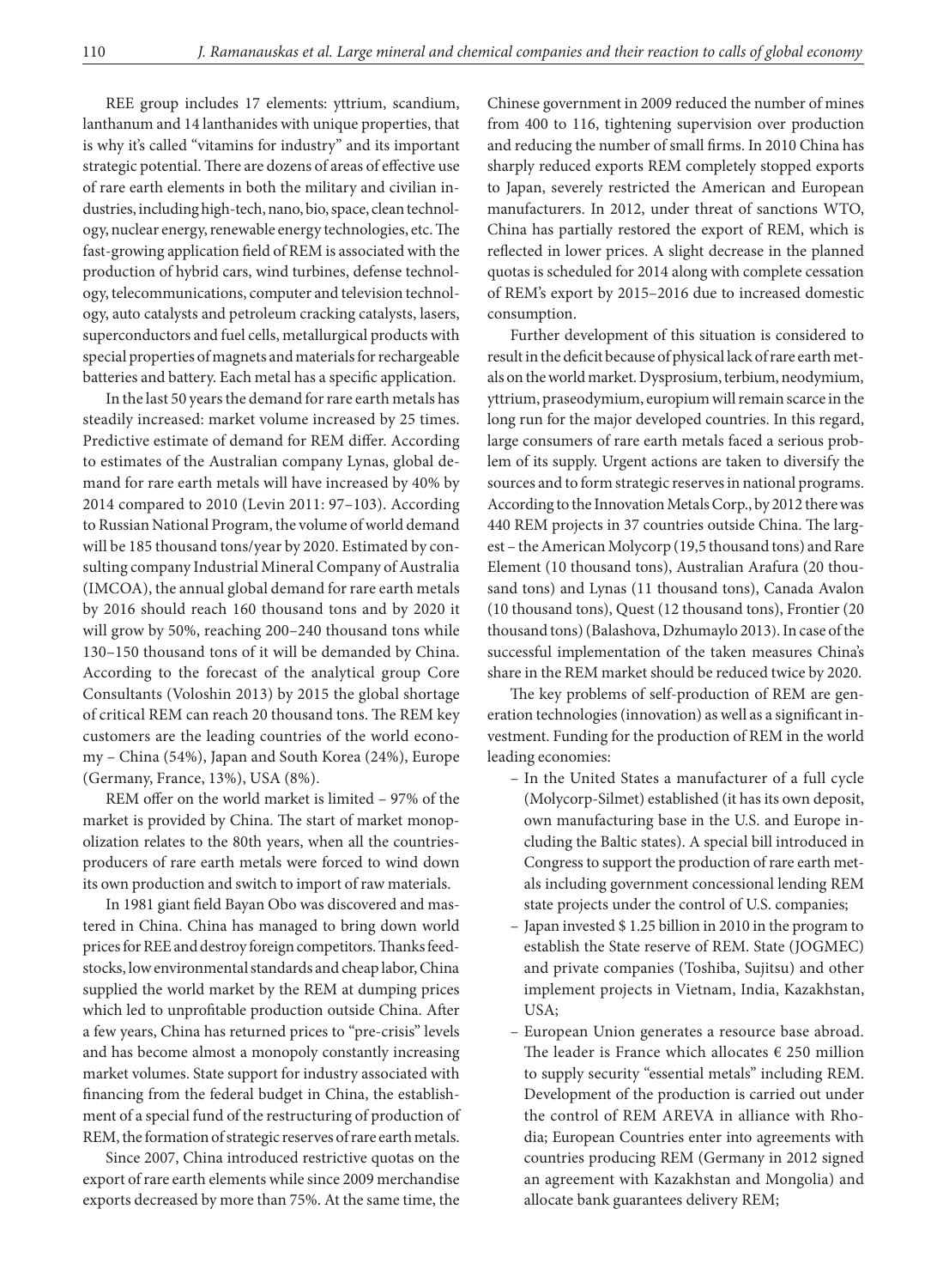REE group includes 17 elements: yttrium, scandium, lanthanum and 14 lanthanides with unique properties, that is why it's called "vitamins for industry" and its important strategic potential. There are dozens of areas of effective use of rare earth elements in both the military and civilian industries, including high-tech, nano, bio, space, clean technology, nuclear energy, renewable energy technologies, etc. The fast-growing application field of REM is associated with the production of hybrid cars, wind turbines, defense technology, telecommunications, computer and television technology, auto catalysts and petroleum cracking catalysts, lasers, superconductors and fuel cells, metallurgical products with special properties of magnets and materials for rechargeable batteries and battery. Each metal has a specific application.

In the last 50 years the demand for rare earth metals has steadily increased: market volume increased by 25 times. Predictive estimate of demand for REM differ. According to estimates of the Australian company Lynas, global demand for rare earth metals will have increased by 40% by 2014 compared to 2010 (Levin 2011: 97–103). According to Russian National Program, the volume of world demand will be 185 thousand tons/year by 2020. Estimated by consulting company Industrial Mineral Company of Australia (IMCOA), the annual global demand for rare earth metals by 2016 should reach 160 thousand tons and by 2020 it will grow by 50%, reaching 200–240 thousand tons while 130–150 thousand tons of it will be demanded by China. According to the forecast of the analytical group Core Consultants (Voloshin 2013) by 2015 the global shortage of critical REM can reach 20 thousand tons. The REM key customers are the leading countries of the world economy – China (54%), Japan and South Korea (24%), Europe (Germany, France, 13%), USA (8%).

REM offer on the world market is limited – 97% of the market is provided by China. The start of market monopolization relates to the 80th years, when all the countries-producers of rare earth metals were forced to wind down its own production and switch to import of raw materials.

In 1981 giant field Bayan Obo was discovered and mastered in China. China has managed to bring down world prices for REE and destroy foreign competitors. Thanks feedstocks, low environmental standards and cheap labor, China supplied the world market by the REM at dumping prices which led to unprofitable production outside China. After a few years, China has returned prices to "pre-crisis" levels and has become almost a monopoly constantly increasing market volumes. State support for industry associated with financing from the federal budget in China, the establishment of a special fund of the restructuring of production of REM, the formation of strategic reserves of rare earth metals.

Since 2007, China introduced restrictive quotas on the export of rare earth elements while since 2009 merchandise exports decreased by more than 75%. At the same time, the Chinese government in 2009 reduced the number of mines from 400 to 116, tightening supervision over production and reducing the number of small firms. In 2010 China has sharply reduced exports REM completely stopped exports to Japan, severely restricted the American and European manufacturers. In 2012, under threat of sanctions WTO, China has partially restored the export of REM, which is reflected in lower prices. A slight decrease in the planned quotas is scheduled for 2014 along with complete cessation of REM's export by 2015–2016 due to increased domestic consumption.

Further development of this situation is considered to result in the deficit because of physical lack of rare earth metals on the world market. Dysprosium, terbium, neodymium, yttrium, praseodymium, europium will remain scarce in the long run for the major developed countries. In this regard, large consumers of rare earth metals faced a serious problem of its supply. Urgent actions are taken to diversify the sources and to form strategic reserves in national programs. According to the Innovation Metals Corp., by 2012 there was 440 REM projects in 37 countries outside China. The largest – the American Molycorp (19,5 thousand tons) and Rare Element (10 thousand tons), Australian Arafura (20 thousand tons) and Lynas (11 thousand tons), Canada Avalon (10 thousand tons), Quest (12 thousand tons), Frontier (20 thousand tons) (Balashova, Dzhumaylo 2013). In case of the successful implementation of the taken measures China's share in the REM market should be reduced twice by 2020.

The key problems of self-production of REM are generation technologies (innovation) as well as a significant investment. Funding for the production of REM in the world leading economies:

- In the United States a manufacturer of a full cycle (Molycorp-Silmet) established (it has its own deposit, own manufacturing base in the U.S. and Europe including the Baltic states). A special bill introduced in Congress to support the production of rare earth metals including government concessional lending REM state projects under the control of U.S. companies;
- Japan invested $ 1.25 billion in 2010 in the program to establish the State reserve of REM. State (JOGMEC) and private companies (Toshiba, Sujitsu) and other implement projects in Vietnam, India, Kazakhstan, USA;
- European Union generates a resource base abroad. The leader is France which allocates € 250 million to supply security "essential metals" including REM. Development of the production is carried out under the control of REM AREVA in alliance with Rhodia; European Countries enter into agreements with countries producing REM (Germany in 2012 signed an agreement with Kazakhstan and Mongolia) and allocate bank guarantees delivery REM;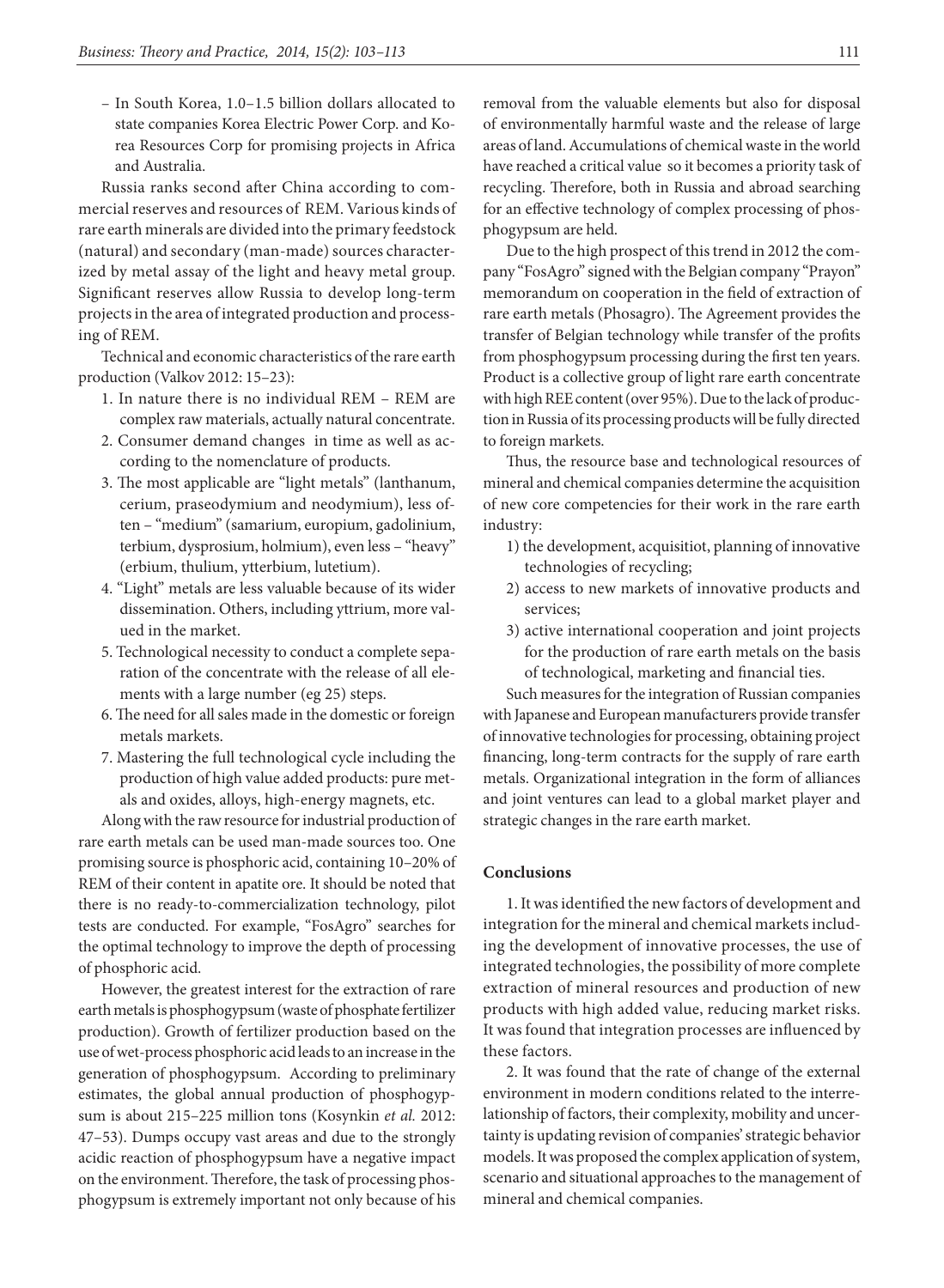– In South Korea, 1.0–1.5 billion dollars allocated to state companies Korea Electric Power Corp. and Korea Resources Corp for promising projects in Africa and Australia.

Russia ranks second after China according to commercial reserves and resources of REM. Various kinds of rare earth minerals are divided into the primary feedstock (natural) and secondary (man-made) sources characterized by metal assay of the light and heavy metal group. Significant reserves allow Russia to develop long-term projects in the area of integrated production and processing of REM.

Technical and economic characteristics of the rare earth production (Valkov 2012: 15–23):

1. In nature there is no individual REM – REM are complex raw materials, actually natural concentrate.
2. Consumer demand changes in time as well as according to the nomenclature of products.
3. The most applicable are "light metals" (lanthanum, cerium, praseodymium and neodymium), less often – "medium" (samarium, europium, gadolinium, terbium, dysprosium, holmium), even less – "heavy" (erbium, thulium, ytterbium, lutetium).
4. "Light" metals are less valuable because of its wider dissemination. Others, including yttrium, more valued in the market.
5. Technological necessity to conduct a complete separation of the concentrate with the release of all elements with a large number (eg 25) steps.
6. The need for all sales made in the domestic or foreign metals markets.
7. Mastering the full technological cycle including the production of high value added products: pure metals and oxides, alloys, high-energy magnets, etc.

Along with the raw resource for industrial production of rare earth metals can be used man-made sources too. One promising source is phosphoric acid, containing 10–20% of REM of their content in apatite ore. It should be noted that there is no ready-to-commercialization technology, pilot tests are conducted. For example, "FosAgro" searches for the optimal technology to improve the depth of processing of phosphoric acid.

However, the greatest interest for the extraction of rare earth metals is phosphogypsum (waste of phosphate fertilizer production). Growth of fertilizer production based on the use of wet-process phosphoric acid leads to an increase in the generation of phosphogypsum. According to preliminary estimates, the global annual production of phosphogypsum is about 215–225 million tons (Kosynkin *et al.* 2012: 47–53). Dumps occupy vast areas and due to the strongly acidic reaction of phosphogypsum have a negative impact on the environment. Therefore, the task of processing phosphogypsum is extremely important not only because of his removal from the valuable elements but also for disposal of environmentally harmful waste and the release of large areas of land. Accumulations of chemical waste in the world have reached a critical value so it becomes a priority task of recycling. Therefore, both in Russia and abroad searching for an effective technology of complex processing of phosphogypsum are held.

Due to the high prospect of this trend in 2012 the company "FosAgro" signed with the Belgian company "Prayon" memorandum on cooperation in the field of extraction of rare earth metals (Phosagro). The Agreement provides the transfer of Belgian technology while transfer of the profits from phosphogypsum processing during the first ten years. Product is a collective group of light rare earth concentrate with high REE content (over 95%). Due to the lack of production in Russia of its processing products will be fully directed to foreign markets.

Thus, the resource base and technological resources of mineral and chemical companies determine the acquisition of new core competencies for their work in the rare earth industry:

1) the development, acquisitiot, planning of innovative technologies of recycling;
2) access to new markets of innovative products and services;
3) active international cooperation and joint projects for the production of rare earth metals on the basis of technological, marketing and financial ties.

Such measures for the integration of Russian companies with Japanese and European manufacturers provide transfer of innovative technologies for processing, obtaining project financing, long-term contracts for the supply of rare earth metals. Organizational integration in the form of alliances and joint ventures can lead to a global market player and strategic changes in the rare earth market.

## Conclusions

1. It was identified the new factors of development and integration for the mineral and chemical markets including the development of innovative processes, the use of integrated technologies, the possibility of more complete extraction of mineral resources and production of new products with high added value, reducing market risks. It was found that integration processes are influenced by these factors.

2. It was found that the rate of change of the external environment in modern conditions related to the interrelationship of factors, their complexity, mobility and uncertainty is updating revision of companies' strategic behavior models. It was proposed the complex application of system, scenario and situational approaches to the management of mineral and chemical companies.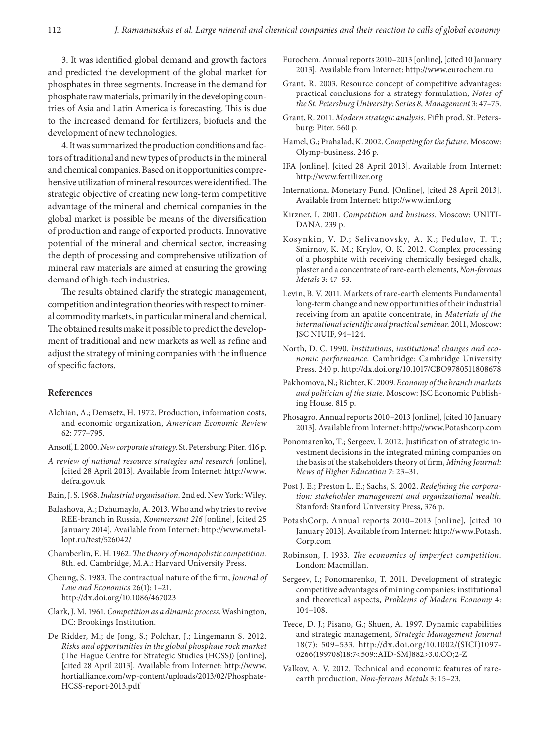3. It was identified global demand and growth factors and predicted the development of the global market for phosphates in three segments. Increase in the demand for phosphate raw materials, primarily in the developing countries of Asia and Latin America is forecasting. This is due to the increased demand for fertilizers, biofuels and the development of new technologies.

4. It was summarized the production conditions and factors of traditional and new types of products in the mineral and chemical companies. Based on it opportunities comprehensive utilization of mineral resources were identified. The strategic objective of creating new long-term competitive advantage of the mineral and chemical companies in the global market is possible be means of the diversification of production and range of exported products. Innovative potential of the mineral and chemical sector, increasing the depth of processing and comprehensive utilization of mineral raw materials are aimed at ensuring the growing demand of high-tech industries.

The results obtained clarify the strategic management, competition and integration theories with respect to mineral commodity markets, in particular mineral and chemical. The obtained results make it possible to predict the development of traditional and new markets as well as refine and adjust the strategy of mining companies with the influence of specific factors.

## References

Alchian, A.; Demsetz, H. 1972. Production, information costs, and economic organization, *American Economic Review* 62: 777–795.

Ansoff, I. 2000. *New corporate strategy.* St. Petersburg: Piter. 416 p.

*A review of national resource strategies and research* [online], [cited 28 April 2013]. Available from Internet: http://www.defra.gov.uk

Bain, J. S. 1968. *Industrial organisation.* 2nd ed. New York: Wiley.

Balashova, A.; Dzhumaylo, A. 2013. Who and why tries to revive REE-branch in Russia, *Kommersant 216* [online], [cited 25 January 2014]. Available from Internet: http://www.metallopt.ru/test/526042/

Chamberlin, E. H. 1962. *The theory of monopolistic competition.* 8th. ed. Cambridge, M.A.: Harvard University Press.

Cheung, S. 1983. The contractual nature of the firm, *Journal of Law and Economics* 26(1): 1–21. http://dx.doi.org/10.1086/467023

Clark, J. M. 1961. *Competition as a dinamic process.* Washington, DC: Brookings Institution.

De Ridder, M.; de Jong, S.; Polchar, J.; Lingemann S. 2012. *Risks and opportunities in the global phosphate rock market* (The Hague Centre for Strategic Studies (HCSS)) [online], [cited 28 April 2013]. Available from Internet: http://www.hortialliance.com/wp-content/uploads/2013/02/Phosphate-HCSS-report-2013.pdf

Eurochem. Annual reports 2010–2013 [online], [cited 10 January 2013]. Available from Internet: http://www.eurochem.ru

Grant, R. 2003. Resource concept of competitive advantages: practical conclusions for a strategy formulation, *Notes of the St. Petersburg University: Series 8, Management* 3: 47–75.

Grant, R. 2011. *Modern strategic analysis.* Fifth prod. St. Petersburg: Piter. 560 p.

Hamel, G.; Prahalad, K. 2002. *Competing for the future.* Moscow: Olymp-business. 246 p.

IFA [online], [cited 28 April 2013]. Available from Internet: http://www.fertilizer.org

International Monetary Fund. [Online], [cited 28 April 2013]. Available from Internet: http://www.imf.org

Kirzner, I. 2001. *Competition and business.* Moscow: UNITI-DANA. 239 p.

Kosynkin, V. D.; Selivanovsky, A. K.; Fedulov, T. T.; Smirnov, K. M.; Krylov, O. K. 2012. Complex processing of a phosphite with receiving chemically besieged chalk, plaster and a concentrate of rare-earth elements, *Non-ferrous Metals* 3: 47–53.

Levin, B. V. 2011. Markets of rare-earth elements Fundamental long-term change and new opportunities of their industrial receiving from an apatite concentrate, in *Materials of the international scientific and practical seminar.* 2011, Moscow: JSC NIUIF, 94–124.

North, D. C. 1990. *Institutions, institutional changes and economic performance.* Cambridge: Cambridge University Press. 240 p. http://dx.doi.org/10.1017/CBO9780511808678

Pakhomova, N.; Richter, K. 2009. *Economy of the branch markets and politician of the state.* Moscow: JSC Economic Publishing House. 815 p.

Phosagro. Annual reports 2010–2013 [online], [cited 10 January 2013]. Available from Internet: http://www.Potashcorp.com

Ponomarenko, T.; Sergeev, I. 2012. Justification of strategic investment decisions in the integrated mining companies on the basis of the stakeholders theory of firm, *Mining Journal: News of Higher Education* 7: 23–31.

Post J. E.; Preston L. E.; Sachs, S. 2002. *Redefining the corporation: stakeholder management and organizational wealth.* Stanford: Stanford University Press, 376 p.

PotashCorp. Annual reports 2010–2013 [online], [cited 10 January 2013]. Available from Internet: http://www.Potash.Corp.com

Robinson, J. 1933. *The economics of imperfect competition.* London: Macmillan.

Sergeev, I.; Ponomarenko, T. 2011. Development of strategic competitive advantages of mining companies: institutional and theoretical aspects, *Problems of Modern Economy* 4: 104–108.

Teece, D. J.; Pisano, G.; Shuen, A. 1997. Dynamic capabilities and strategic management, *Strategic Management Journal* 18(7): 509–533. http://dx.doi.org/10.1002/(SICI)1097-0266(199708)18:7<509::AID-SMJ882>3.0.CO;2-Z

Valkov, A. V. 2012. Technical and economic features of rare-earth production, *Non-ferrous Metals* 3: 15–23.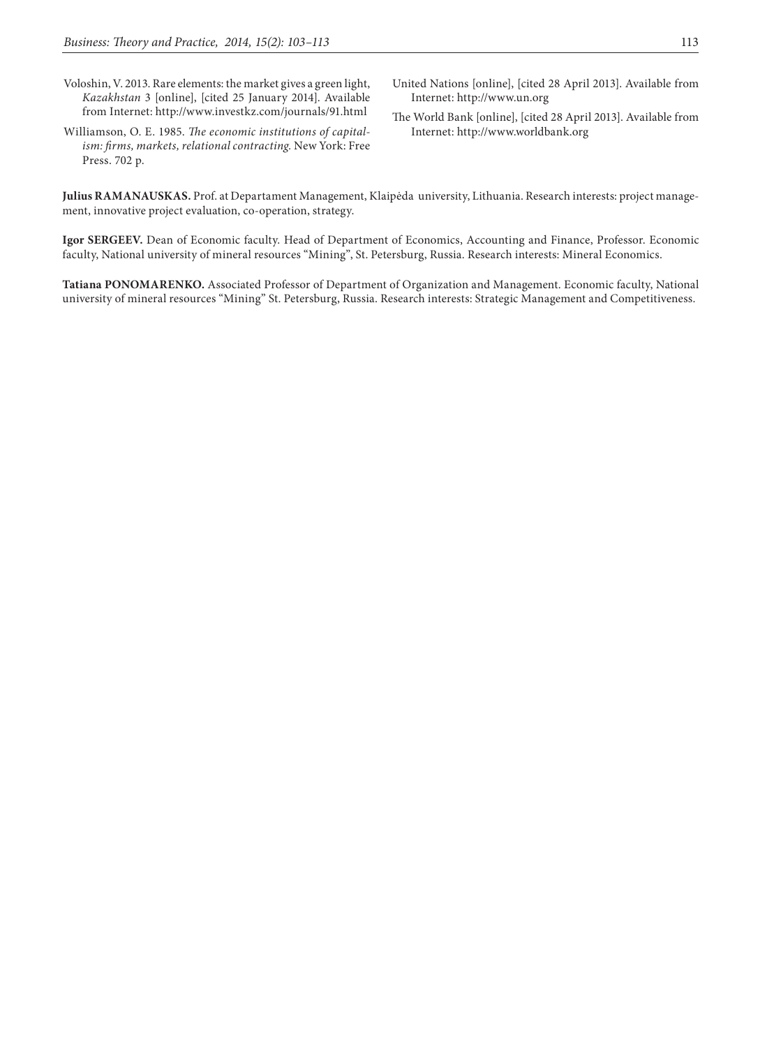Voloshin, V. 2013. Rare elements: the market gives a green light, *Kazakhstan* 3 [online], [cited 25 January 2014]. Available from Internet: http://www.investkz.com/journals/91.html

Williamson, O. E. 1985. *The economic institutions of capitalism: firms, markets, relational contracting.* New York: Free Press. 702 p.

United Nations [online], [cited 28 April 2013]. Available from Internet: http://www.un.org

The World Bank [online], [cited 28 April 2013]. Available from Internet: http://www.worldbank.org

**Julius RAMANAUSKAS.** Prof. at Departament Management, Klaipėda university, Lithuania. Research interests: project management, innovative project evaluation, co-operation, strategy.

**Igor SERGEEV.** Dean of Economic faculty. Head of Department of Economics, Accounting and Finance, Professor. Economic faculty, National university of mineral resources "Mining", St. Petersburg, Russia. Research interests: Mineral Economics.

**Tatiana PONOMARENKO.** Associated Professor of Department of Organization and Management. Economic faculty, National university of mineral resources "Mining" St. Petersburg, Russia. Research interests: Strategic Management and Competitiveness.